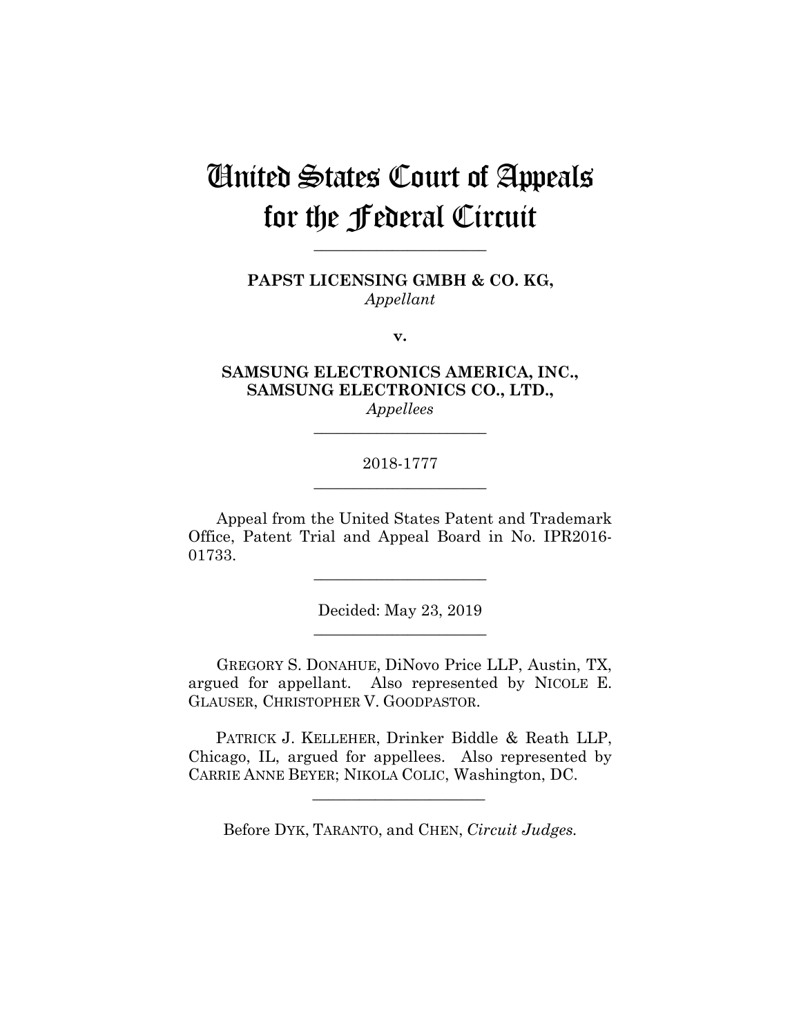# United States Court of Appeals for the Federal Circuit

______________________

**PAPST LICENSING GMBH & CO. KG,**
*Appellant*

**v.**

**SAMSUNG ELECTRONICS AMERICA, INC., SAMSUNG ELECTRONICS CO., LTD.,**
*Appellees*

______________________

2018-1777

______________________

Appeal from the United States Patent and Trademark Office, Patent Trial and Appeal Board in No. IPR2016-01733.

______________________

Decided: May 23, 2019

______________________

GREGORY S. DONAHUE, DiNovo Price LLP, Austin, TX, argued for appellant. Also represented by NICOLE E. GLAUSER, CHRISTOPHER V. GOODPASTOR.

PATRICK J. KELLEHER, Drinker Biddle & Reath LLP, Chicago, IL, argued for appellees. Also represented by CARRIE ANNE BEYER; NIKOLA COLIC, Washington, DC.

______________________

Before DYK, TARANTO, and CHEN, *Circuit Judges.*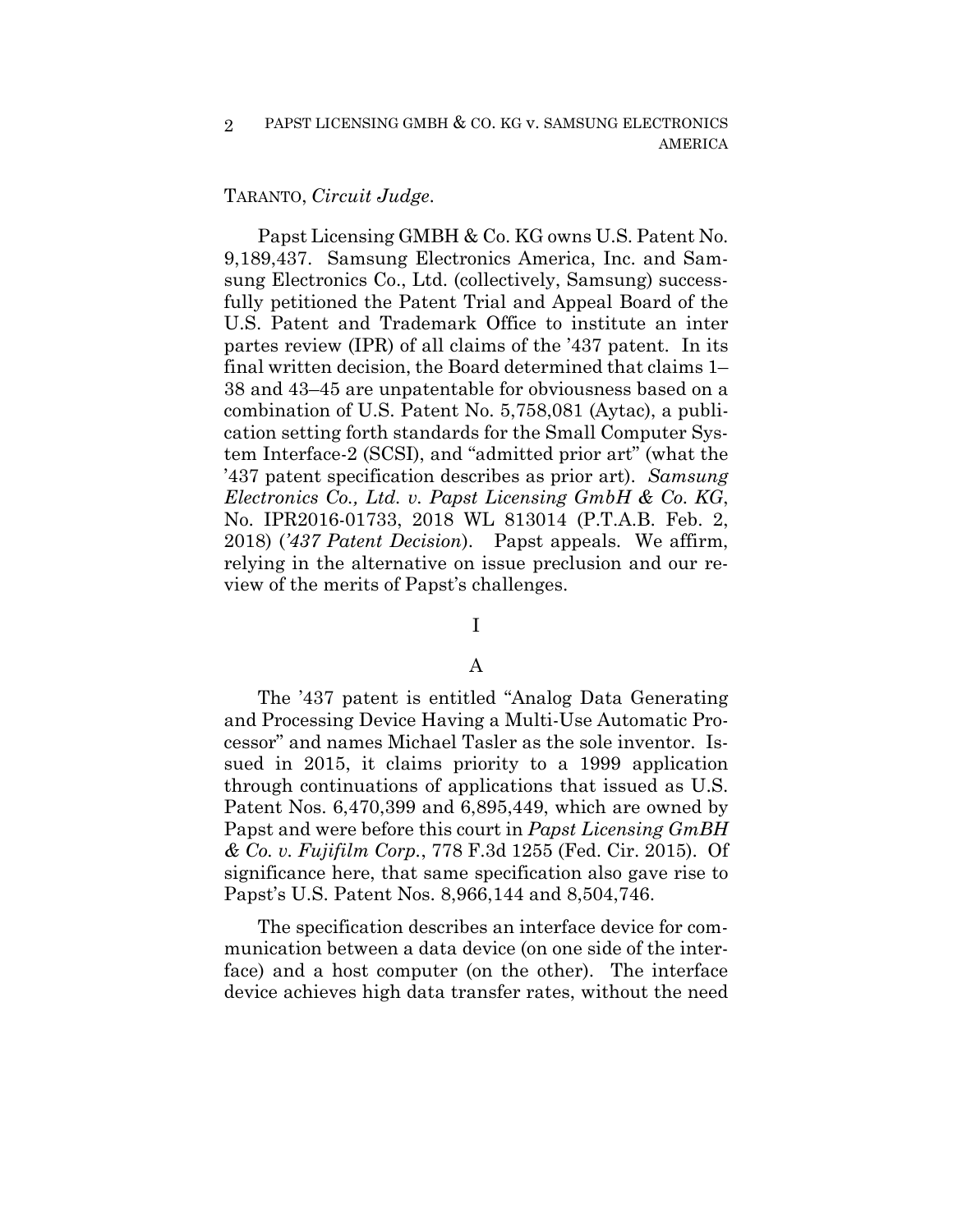TARANTO, *Circuit Judge*.

Papst Licensing GMBH & Co. KG owns U.S. Patent No. 9,189,437. Samsung Electronics America, Inc. and Samsung Electronics Co., Ltd. (collectively, Samsung) successfully petitioned the Patent Trial and Appeal Board of the U.S. Patent and Trademark Office to institute an inter partes review (IPR) of all claims of the '437 patent. In its final written decision, the Board determined that claims 1–38 and 43–45 are unpatentable for obviousness based on a combination of U.S. Patent No. 5,758,081 (Aytac), a publication setting forth standards for the Small Computer System Interface-2 (SCSI), and "admitted prior art" (what the '437 patent specification describes as prior art). *Samsung Electronics Co., Ltd. v. Papst Licensing GmbH & Co. KG*, No. IPR2016-01733, 2018 WL 813014 (P.T.A.B. Feb. 2, 2018) (*'437 Patent Decision*). Papst appeals. We affirm, relying in the alternative on issue preclusion and our review of the merits of Papst's challenges.

# I

## A

The '437 patent is entitled "Analog Data Generating and Processing Device Having a Multi-Use Automatic Processor" and names Michael Tasler as the sole inventor. Issued in 2015, it claims priority to a 1999 application through continuations of applications that issued as U.S. Patent Nos. 6,470,399 and 6,895,449, which are owned by Papst and were before this court in *Papst Licensing GmBH & Co. v. Fujifilm Corp.*, 778 F.3d 1255 (Fed. Cir. 2015). Of significance here, that same specification also gave rise to Papst's U.S. Patent Nos. 8,966,144 and 8,504,746.

The specification describes an interface device for communication between a data device (on one side of the interface) and a host computer (on the other). The interface device achieves high data transfer rates, without the need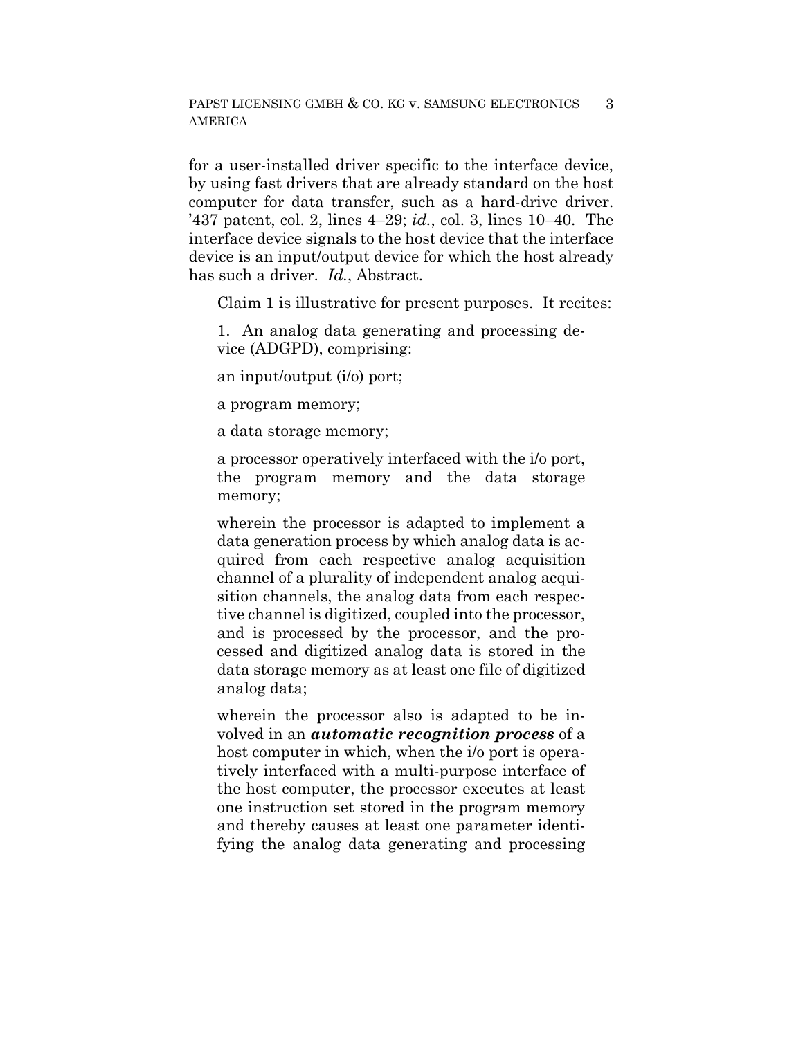for a user-installed driver specific to the interface device, by using fast drivers that are already standard on the host computer for data transfer, such as a hard-drive driver. '437 patent, col. 2, lines 4–29; *id.*, col. 3, lines 10–40. The interface device signals to the host device that the interface device is an input/output device for which the host already has such a driver. *Id.*, Abstract.

Claim 1 is illustrative for present purposes. It recites:

> 1. An analog data generating and processing device (ADGPD), comprising:
>
> an input/output (i/o) port;
>
> a program memory;
>
> a data storage memory;
>
> a processor operatively interfaced with the i/o port, the program memory and the data storage memory;
>
> wherein the processor is adapted to implement a data generation process by which analog data is acquired from each respective analog acquisition channel of a plurality of independent analog acquisition channels, the analog data from each respective channel is digitized, coupled into the processor, and is processed by the processor, and the processed and digitized analog data is stored in the data storage memory as at least one file of digitized analog data;
>
> wherein the processor also is adapted to be involved in an ***automatic recognition process*** of a host computer in which, when the i/o port is operatively interfaced with a multi-purpose interface of the host computer, the processor executes at least one instruction set stored in the program memory and thereby causes at least one parameter identifying the analog data generating and processing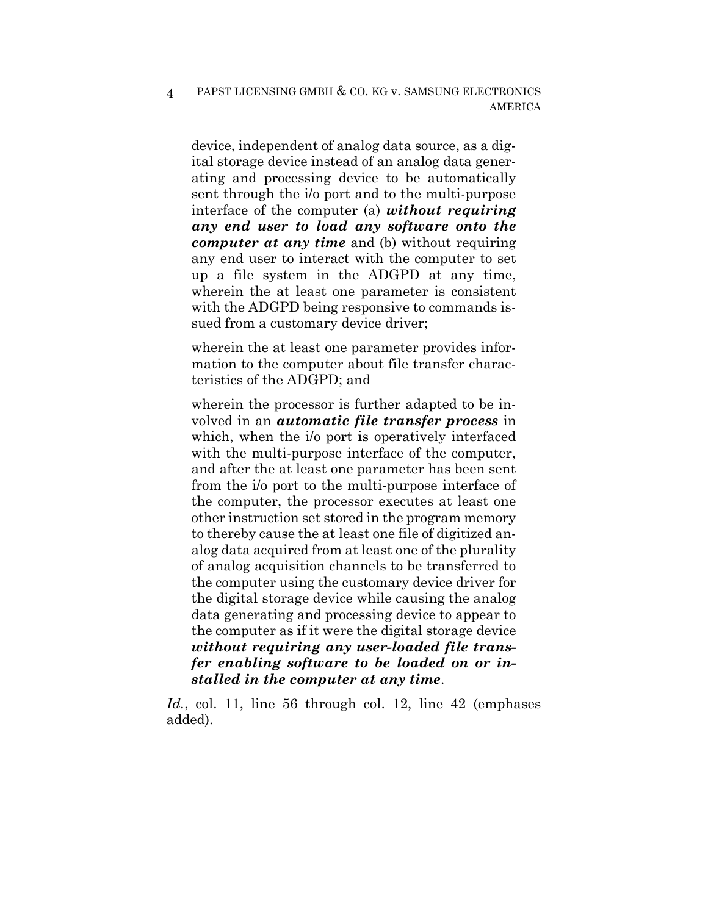> device, independent of analog data source, as a digital storage device instead of an analog data generating and processing device to be automatically sent through the i/o port and to the multi-purpose interface of the computer (a) ***without requiring any end user to load any software onto the computer at any time*** and (b) without requiring any end user to interact with the computer to set up a file system in the ADGPD at any time, wherein the at least one parameter is consistent with the ADGPD being responsive to commands issued from a customary device driver;
>
> wherein the at least one parameter provides information to the computer about file transfer characteristics of the ADGPD; and
>
> wherein the processor is further adapted to be involved in an ***automatic file transfer process*** in which, when the i/o port is operatively interfaced with the multi-purpose interface of the computer, and after the at least one parameter has been sent from the i/o port to the multi-purpose interface of the computer, the processor executes at least one other instruction set stored in the program memory to thereby cause the at least one file of digitized analog data acquired from at least one of the plurality of analog acquisition channels to be transferred to the computer using the customary device driver for the digital storage device while causing the analog data generating and processing device to appear to the computer as if it were the digital storage device ***without requiring any user-loaded file transfer enabling software to be loaded on or installed in the computer at any time***.

*Id.*, col. 11, line 56 through col. 12, line 42 (emphases added).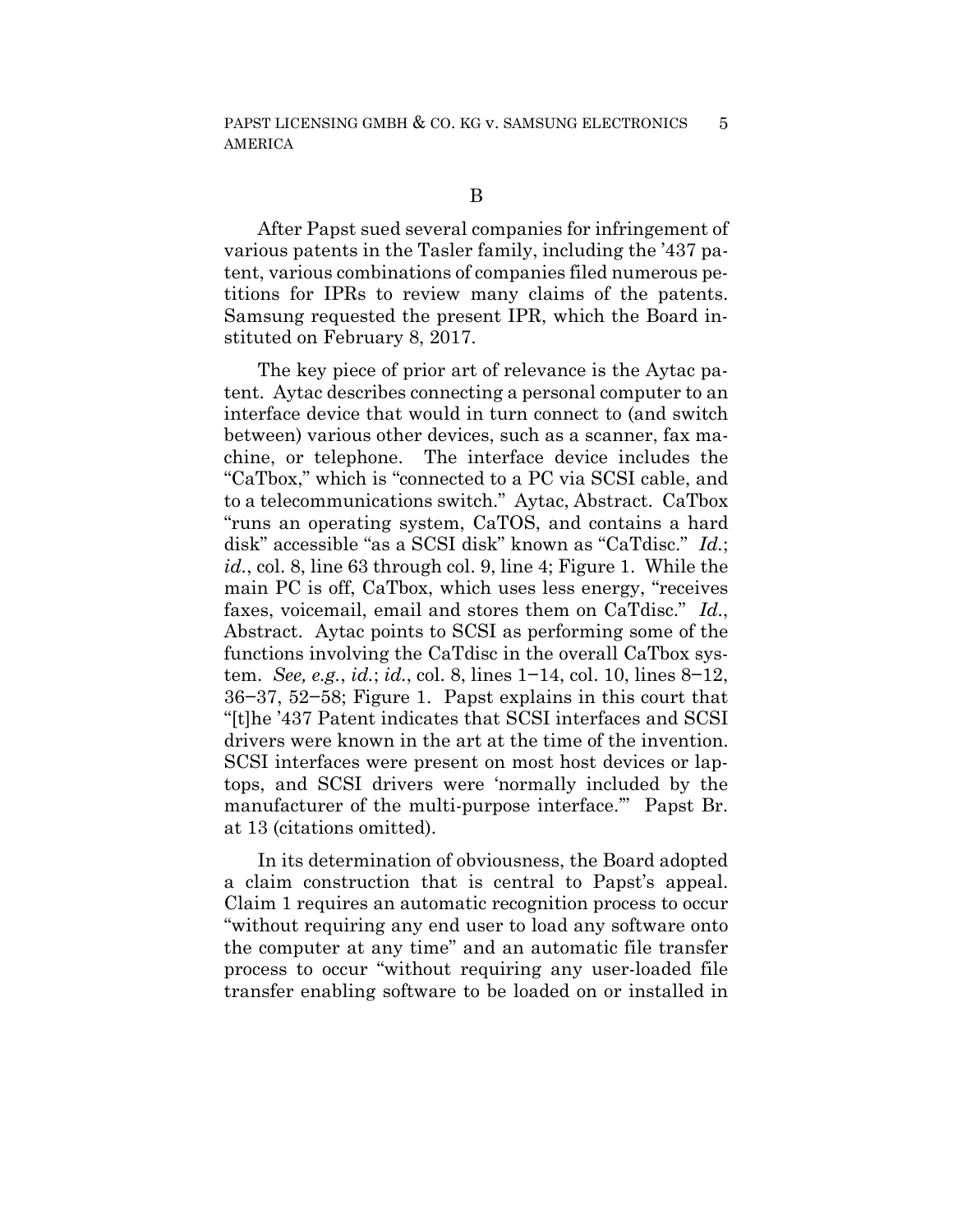## B

After Papst sued several companies for infringement of various patents in the Tasler family, including the '437 patent, various combinations of companies filed numerous petitions for IPRs to review many claims of the patents. Samsung requested the present IPR, which the Board instituted on February 8, 2017.

The key piece of prior art of relevance is the Aytac patent. Aytac describes connecting a personal computer to an interface device that would in turn connect to (and switch between) various other devices, such as a scanner, fax machine, or telephone. The interface device includes the "CaTbox," which is "connected to a PC via SCSI cable, and to a telecommunications switch." Aytac, Abstract. CaTbox "runs an operating system, CaTOS, and contains a hard disk" accessible "as a SCSI disk" known as "CaTdisc." *Id.*; *id.*, col. 8, line 63 through col. 9, line 4; Figure 1. While the main PC is off, CaTbox, which uses less energy, "receives faxes, voicemail, email and stores them on CaTdisc." *Id.*, Abstract. Aytac points to SCSI as performing some of the functions involving the CaTdisc in the overall CaTbox system. *See, e.g.*, *id.*; *id.*, col. 8, lines 1–14, col. 10, lines 8–12, 36–37, 52–58; Figure 1. Papst explains in this court that "[t]he '437 Patent indicates that SCSI interfaces and SCSI drivers were known in the art at the time of the invention. SCSI interfaces were present on most host devices or laptops, and SCSI drivers were 'normally included by the manufacturer of the multi-purpose interface.'" Papst Br. at 13 (citations omitted).

In its determination of obviousness, the Board adopted a claim construction that is central to Papst's appeal. Claim 1 requires an automatic recognition process to occur "without requiring any end user to load any software onto the computer at any time" and an automatic file transfer process to occur "without requiring any user-loaded file transfer enabling software to be loaded on or installed in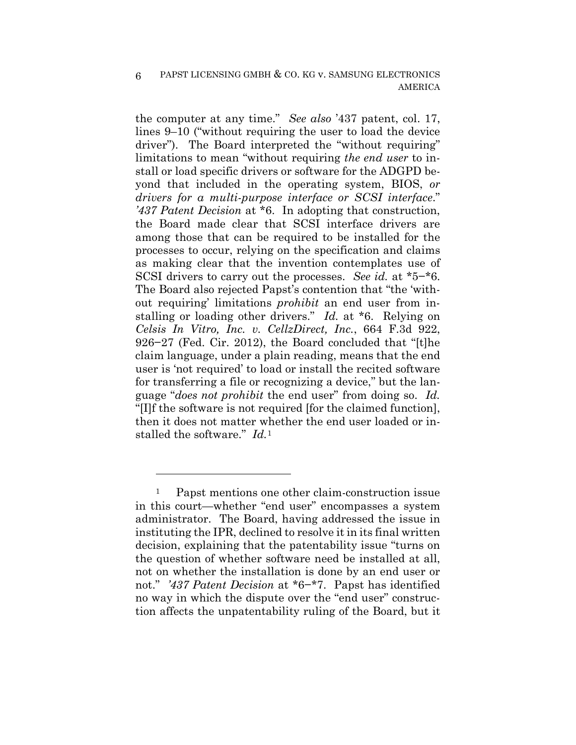the computer at any time." *See also* '437 patent, col. 17, lines 9–10 ("without requiring the user to load the device driver"). The Board interpreted the "without requiring" limitations to mean "without requiring *the end user* to install or load specific drivers or software for the ADGPD beyond that included in the operating system, BIOS, *or drivers for a multi-purpose interface or SCSI interface*." *'437 Patent Decision* at *6. In adopting that construction, the Board made clear that SCSI interface drivers are among those that can be required to be installed for the processes to occur, relying on the specification and claims as making clear that the invention contemplates use of SCSI drivers to carry out the processes. *See id.* at *5−*6. The Board also rejected Papst's contention that "the 'without requiring' limitations *prohibit* an end user from installing or loading other drivers." *Id.* at *6. Relying on *Celsis In Vitro, Inc. v. CellzDirect, Inc.*, 664 F.3d 922, 926−27 (Fed. Cir. 2012), the Board concluded that "[t]he claim language, under a plain reading, means that the end user is 'not required' to load or install the recited software for transferring a file or recognizing a device," but the language "*does not prohibit* the end user" from doing so. *Id.* "[I]f the software is not required [for the claimed function], then it does not matter whether the end user loaded or installed the software." *Id.*[1]

---

[1] Papst mentions one other claim-construction issue in this court—whether "end user" encompasses a system administrator. The Board, having addressed the issue in instituting the IPR, declined to resolve it in its final written decision, explaining that the patentability issue "turns on the question of whether software need be installed at all, not on whether the installation is done by an end user or not." *'437 Patent Decision* at *6−*7. Papst has identified no way in which the dispute over the "end user" construction affects the unpatentability ruling of the Board, but it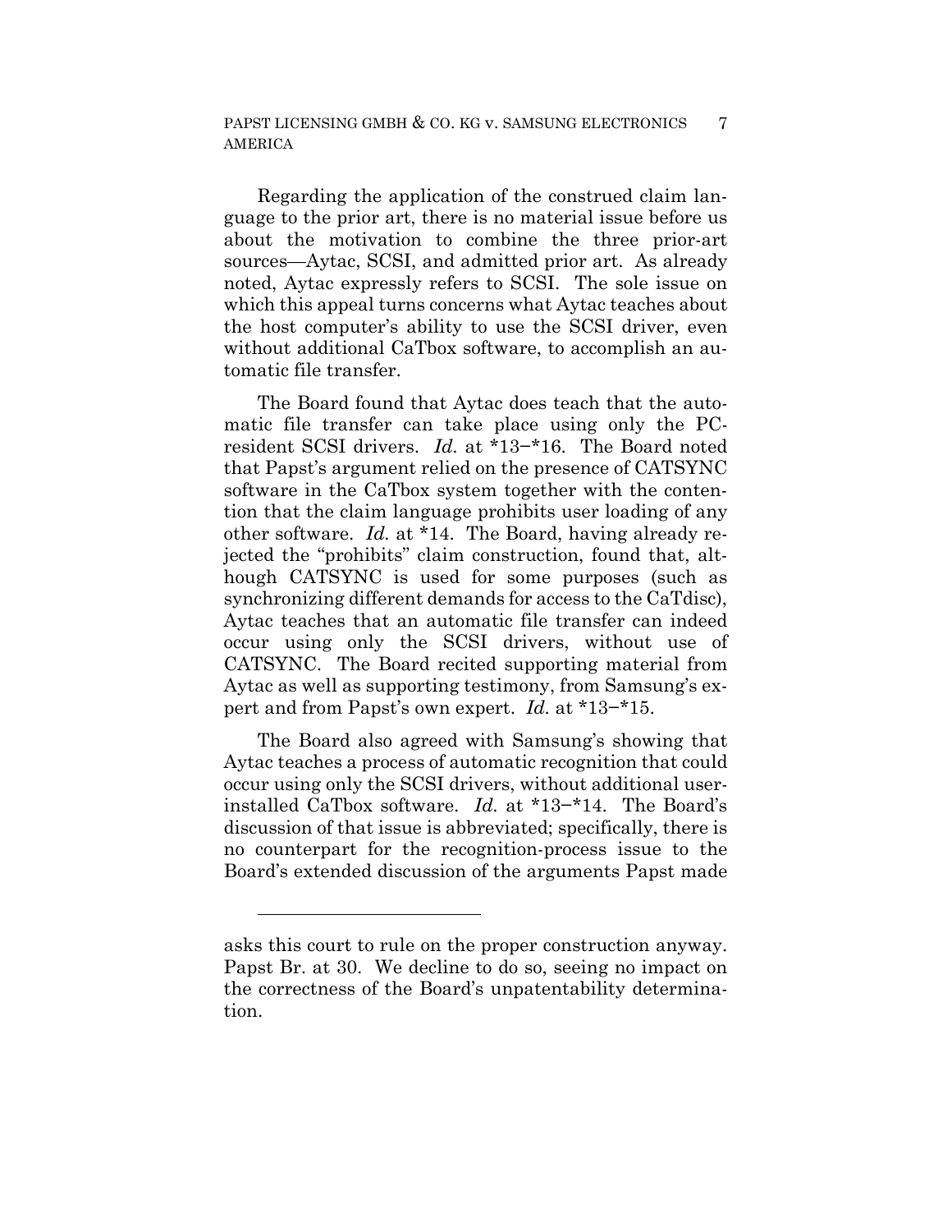Regarding the application of the construed claim language to the prior art, there is no material issue before us about the motivation to combine the three prior-art sources—Aytac, SCSI, and admitted prior art. As already noted, Aytac expressly refers to SCSI. The sole issue on which this appeal turns concerns what Aytac teaches about the host computer's ability to use the SCSI driver, even without additional CaTbox software, to accomplish an automatic file transfer.

The Board found that Aytac does teach that the automatic file transfer can take place using only the PC-resident SCSI drivers. *Id.* at *13−*16. The Board noted that Papst's argument relied on the presence of CATSYNC software in the CaTbox system together with the contention that the claim language prohibits user loading of any other software. *Id.* at *14. The Board, having already rejected the "prohibits" claim construction, found that, although CATSYNC is used for some purposes (such as synchronizing different demands for access to the CaTdisc), Aytac teaches that an automatic file transfer can indeed occur using only the SCSI drivers, without use of CATSYNC. The Board recited supporting material from Aytac as well as supporting testimony, from Samsung's expert and from Papst's own expert. *Id.* at *13−*15.

The Board also agreed with Samsung's showing that Aytac teaches a process of automatic recognition that could occur using only the SCSI drivers, without additional user-installed CaTbox software. *Id.* at *13−*14. The Board's discussion of that issue is abbreviated; specifically, there is no counterpart for the recognition-process issue to the Board's extended discussion of the arguments Papst made

---

asks this court to rule on the proper construction anyway. Papst Br. at 30. We decline to do so, seeing no impact on the correctness of the Board's unpatentability determination.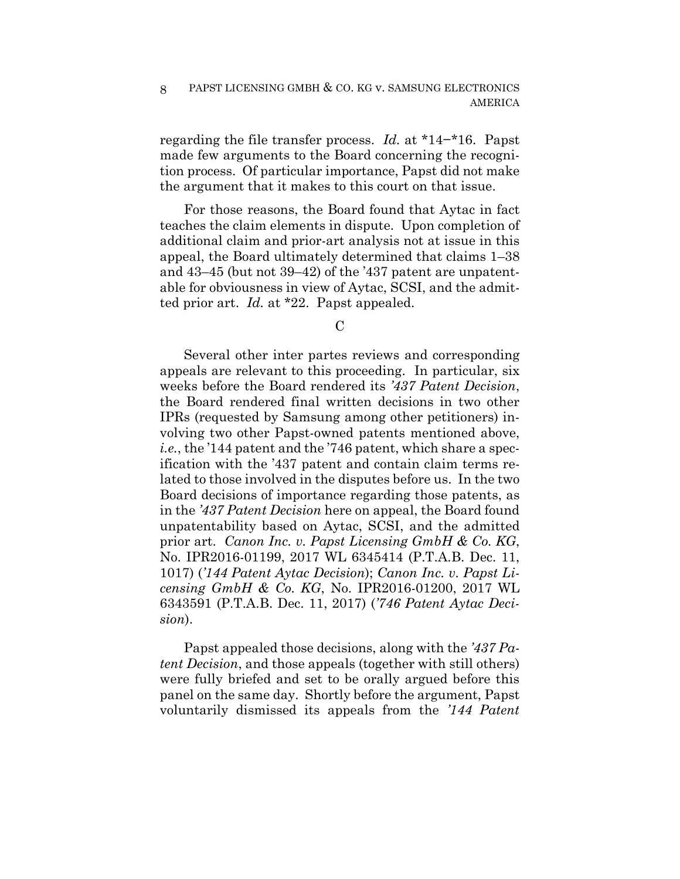regarding the file transfer process. *Id.* at *14−*16. Papst made few arguments to the Board concerning the recognition process. Of particular importance, Papst did not make the argument that it makes to this court on that issue.

For those reasons, the Board found that Aytac in fact teaches the claim elements in dispute. Upon completion of additional claim and prior-art analysis not at issue in this appeal, the Board ultimately determined that claims 1–38 and 43–45 (but not 39–42) of the '437 patent are unpatentable for obviousness in view of Aytac, SCSI, and the admitted prior art. *Id.* at *22. Papst appealed.

C

Several other inter partes reviews and corresponding appeals are relevant to this proceeding. In particular, six weeks before the Board rendered its *'437 Patent Decision*, the Board rendered final written decisions in two other IPRs (requested by Samsung among other petitioners) involving two other Papst-owned patents mentioned above, *i.e.*, the '144 patent and the '746 patent, which share a specification with the '437 patent and contain claim terms related to those involved in the disputes before us. In the two Board decisions of importance regarding those patents, as in the *'437 Patent Decision* here on appeal, the Board found unpatentability based on Aytac, SCSI, and the admitted prior art. *Canon Inc. v. Papst Licensing GmbH & Co. KG*, No. IPR2016-01199, 2017 WL 6345414 (P.T.A.B. Dec. 11, 1017) (*'144 Patent Aytac Decision*); *Canon Inc. v. Papst Licensing GmbH & Co. KG*, No. IPR2016-01200, 2017 WL 6343591 (P.T.A.B. Dec. 11, 2017) (*'746 Patent Aytac Decision*).

Papst appealed those decisions, along with the *'437 Patent Decision*, and those appeals (together with still others) were fully briefed and set to be orally argued before this panel on the same day. Shortly before the argument, Papst voluntarily dismissed its appeals from the *'144 Patent*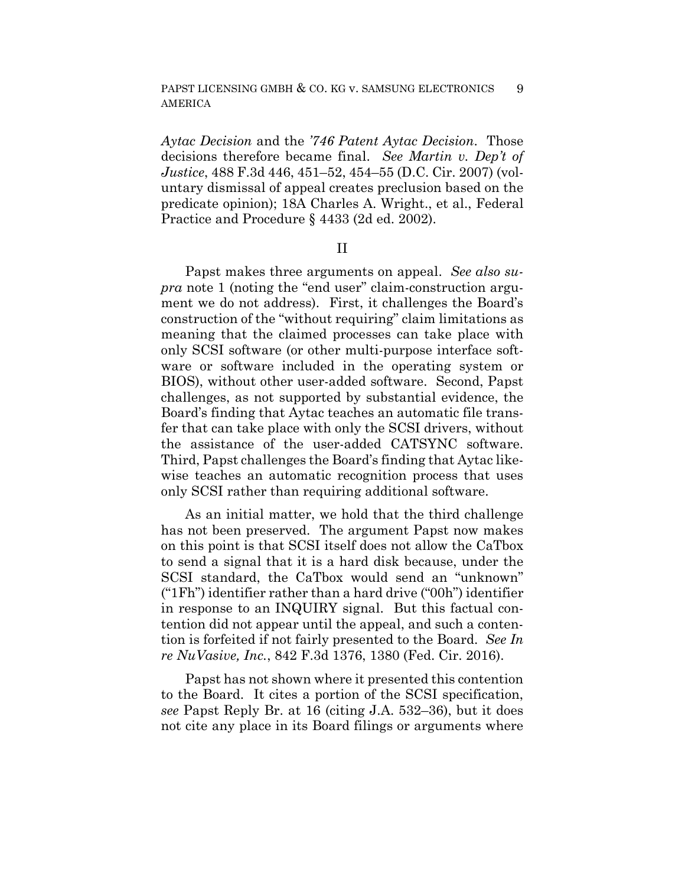*Aytac Decision* and the *'746 Patent Aytac Decision*. Those decisions therefore became final. *See Martin v. Dep't of Justice*, 488 F.3d 446, 451–52, 454–55 (D.C. Cir. 2007) (voluntary dismissal of appeal creates preclusion based on the predicate opinion); 18A Charles A. Wright., et al., Federal Practice and Procedure § 4433 (2d ed. 2002).

## II

Papst makes three arguments on appeal. *See also supra* note 1 (noting the "end user" claim-construction argument we do not address). First, it challenges the Board's construction of the "without requiring" claim limitations as meaning that the claimed processes can take place with only SCSI software (or other multi-purpose interface software or software included in the operating system or BIOS), without other user-added software. Second, Papst challenges, as not supported by substantial evidence, the Board's finding that Aytac teaches an automatic file transfer that can take place with only the SCSI drivers, without the assistance of the user-added CATSYNC software. Third, Papst challenges the Board's finding that Aytac likewise teaches an automatic recognition process that uses only SCSI rather than requiring additional software.

As an initial matter, we hold that the third challenge has not been preserved. The argument Papst now makes on this point is that SCSI itself does not allow the CaTbox to send a signal that it is a hard disk because, under the SCSI standard, the CaTbox would send an "unknown" ("1Fh") identifier rather than a hard drive ("00h") identifier in response to an INQUIRY signal. But this factual contention did not appear until the appeal, and such a contention is forfeited if not fairly presented to the Board. *See In re NuVasive, Inc.*, 842 F.3d 1376, 1380 (Fed. Cir. 2016).

Papst has not shown where it presented this contention to the Board. It cites a portion of the SCSI specification, *see* Papst Reply Br. at 16 (citing J.A. 532–36), but it does not cite any place in its Board filings or arguments where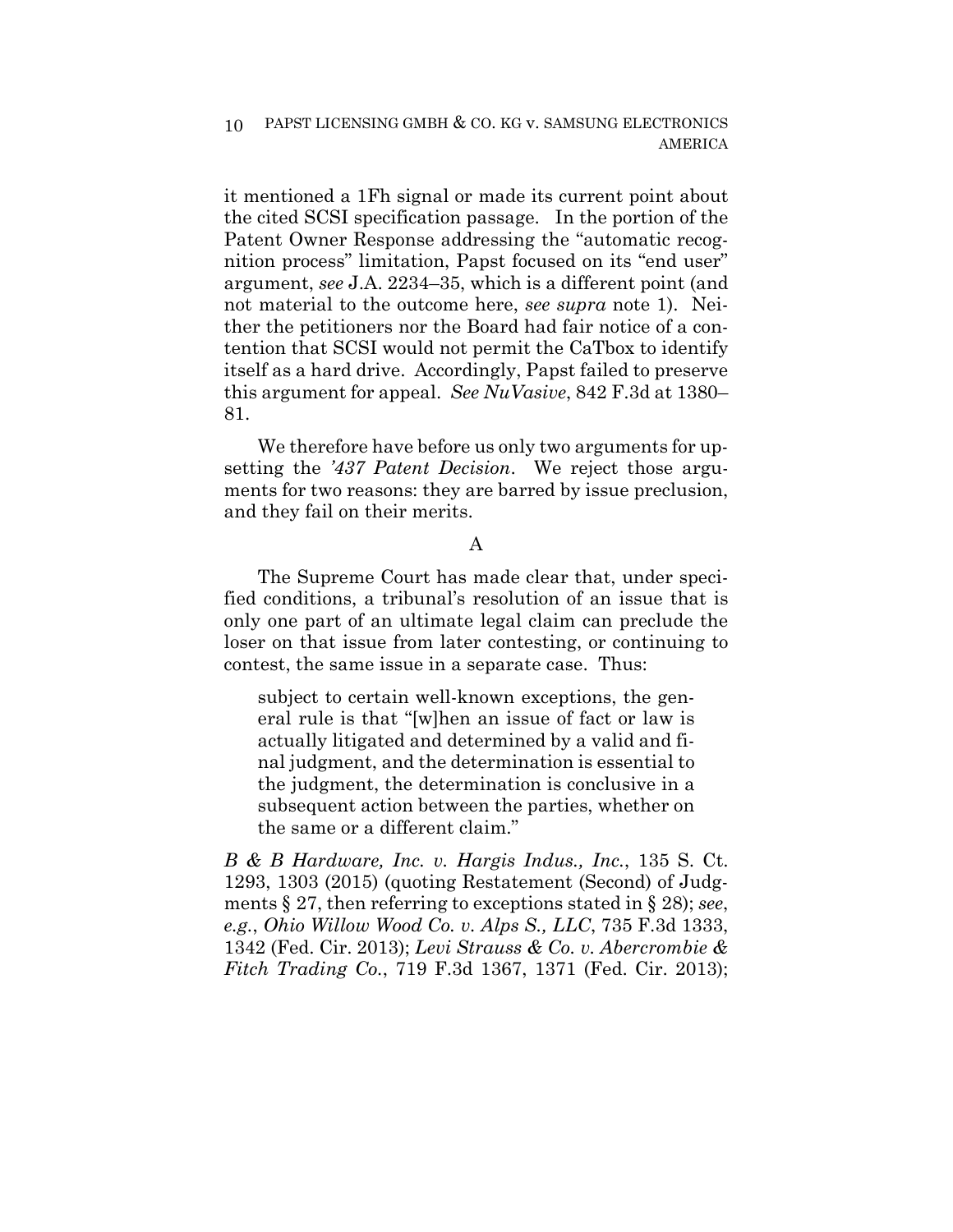it mentioned a 1Fh signal or made its current point about the cited SCSI specification passage. In the portion of the Patent Owner Response addressing the "automatic recognition process" limitation, Papst focused on its "end user" argument, *see* J.A. 2234–35, which is a different point (and not material to the outcome here, *see supra* note 1). Neither the petitioners nor the Board had fair notice of a contention that SCSI would not permit the CaTbox to identify itself as a hard drive. Accordingly, Papst failed to preserve this argument for appeal. *See NuVasive*, 842 F.3d at 1380–81.

We therefore have before us only two arguments for upsetting the *'437 Patent Decision*. We reject those arguments for two reasons: they are barred by issue preclusion, and they fail on their merits.

A

The Supreme Court has made clear that, under specified conditions, a tribunal's resolution of an issue that is only one part of an ultimate legal claim can preclude the loser on that issue from later contesting, or continuing to contest, the same issue in a separate case. Thus:

> subject to certain well-known exceptions, the general rule is that "[w]hen an issue of fact or law is actually litigated and determined by a valid and final judgment, and the determination is essential to the judgment, the determination is conclusive in a subsequent action between the parties, whether on the same or a different claim."

*B & B Hardware, Inc. v. Hargis Indus., Inc.*, 135 S. Ct. 1293, 1303 (2015) (quoting Restatement (Second) of Judgments § 27, then referring to exceptions stated in § 28); *see, e.g.*, *Ohio Willow Wood Co. v. Alps S., LLC*, 735 F.3d 1333, 1342 (Fed. Cir. 2013); *Levi Strauss & Co. v. Abercrombie & Fitch Trading Co.*, 719 F.3d 1367, 1371 (Fed. Cir. 2013);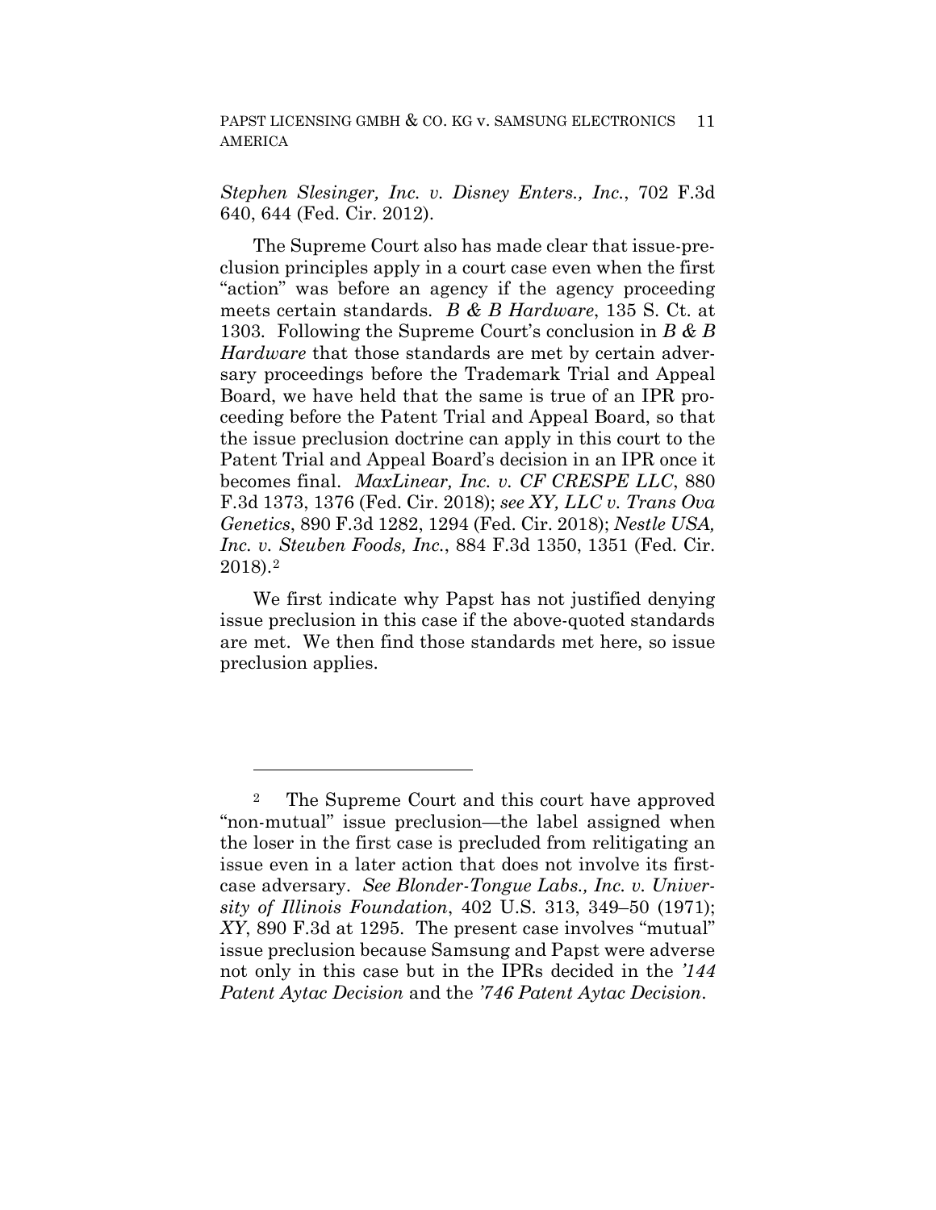*Stephen Slesinger, Inc. v. Disney Enters., Inc.*, 702 F.3d 640, 644 (Fed. Cir. 2012).

The Supreme Court also has made clear that issue-preclusion principles apply in a court case even when the first "action" was before an agency if the agency proceeding meets certain standards. *B & B Hardware*, 135 S. Ct. at 1303. Following the Supreme Court's conclusion in *B & B Hardware* that those standards are met by certain adversary proceedings before the Trademark Trial and Appeal Board, we have held that the same is true of an IPR proceeding before the Patent Trial and Appeal Board, so that the issue preclusion doctrine can apply in this court to the Patent Trial and Appeal Board's decision in an IPR once it becomes final. *MaxLinear, Inc. v. CF CRESPE LLC*, 880 F.3d 1373, 1376 (Fed. Cir. 2018); *see XY, LLC v. Trans Ova Genetics*, 890 F.3d 1282, 1294 (Fed. Cir. 2018); *Nestle USA, Inc. v. Steuben Foods, Inc.*, 884 F.3d 1350, 1351 (Fed. Cir. 2018).[2]

We first indicate why Papst has not justified denying issue preclusion in this case if the above-quoted standards are met. We then find those standards met here, so issue preclusion applies.

---

[2] The Supreme Court and this court have approved "non-mutual" issue preclusion—the label assigned when the loser in the first case is precluded from relitigating an issue even in a later action that does not involve its first-case adversary. *See Blonder-Tongue Labs., Inc. v. University of Illinois Foundation*, 402 U.S. 313, 349–50 (1971); *XY*, 890 F.3d at 1295. The present case involves "mutual" issue preclusion because Samsung and Papst were adverse not only in this case but in the IPRs decided in the *'144 Patent Aytac Decision* and the *'746 Patent Aytac Decision*.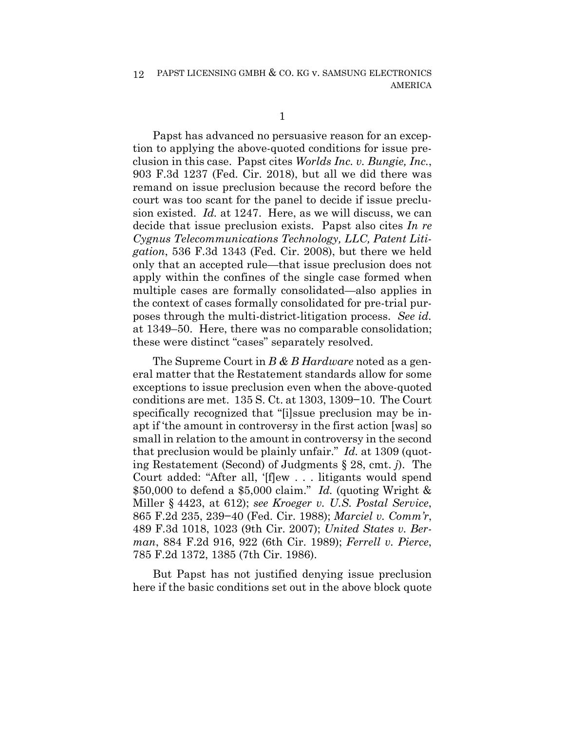1

Papst has advanced no persuasive reason for an exception to applying the above-quoted conditions for issue preclusion in this case. Papst cites *Worlds Inc. v. Bungie, Inc.*, 903 F.3d 1237 (Fed. Cir. 2018), but all we did there was remand on issue preclusion because the record before the court was too scant for the panel to decide if issue preclusion existed. *Id.* at 1247. Here, as we will discuss, we can decide that issue preclusion exists. Papst also cites *In re Cygnus Telecommunications Technology, LLC, Patent Litigation*, 536 F.3d 1343 (Fed. Cir. 2008), but there we held only that an accepted rule—that issue preclusion does not apply within the confines of the single case formed when multiple cases are formally consolidated—also applies in the context of cases formally consolidated for pre-trial purposes through the multi-district-litigation process. *See id.* at 1349–50. Here, there was no comparable consolidation; these were distinct "cases" separately resolved.

The Supreme Court in *B & B Hardware* noted as a general matter that the Restatement standards allow for some exceptions to issue preclusion even when the above-quoted conditions are met. 135 S. Ct. at 1303, 1309–10. The Court specifically recognized that "[i]ssue preclusion may be inapt if 'the amount in controversy in the first action [was] so small in relation to the amount in controversy in the second that preclusion would be plainly unfair." *Id.* at 1309 (quoting Restatement (Second) of Judgments § 28, cmt. *j*). The Court added: "After all, '[f]ew . . . litigants would spend $50,000 to defend a $5,000 claim." *Id.* (quoting Wright & Miller § 4423, at 612); *see Kroeger v. U.S. Postal Service*, 865 F.2d 235, 239–40 (Fed. Cir. 1988); *Marciel v. Comm'r*, 489 F.3d 1018, 1023 (9th Cir. 2007); *United States v. Berman*, 884 F.2d 916, 922 (6th Cir. 1989); *Ferrell v. Pierce*, 785 F.2d 1372, 1385 (7th Cir. 1986).

But Papst has not justified denying issue preclusion here if the basic conditions set out in the above block quote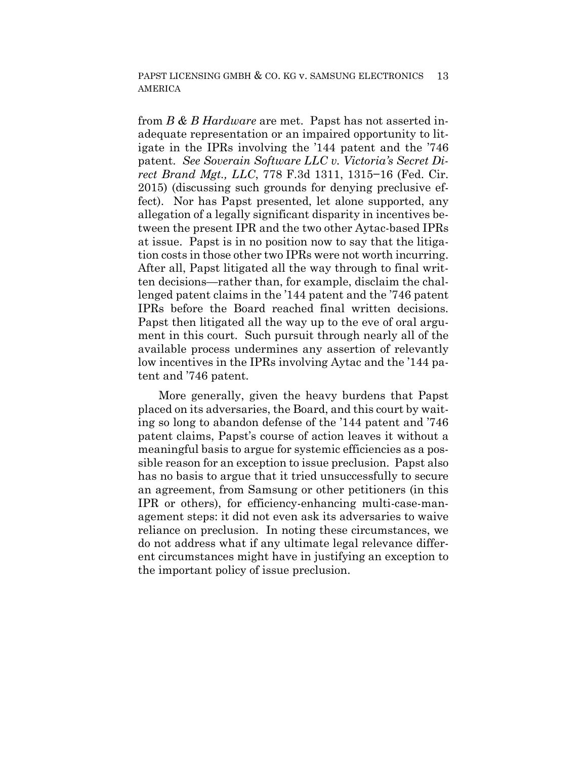from *B & B Hardware* are met. Papst has not asserted inadequate representation or an impaired opportunity to litigate in the IPRs involving the '144 patent and the '746 patent. *See Soverain Software LLC v. Victoria's Secret Direct Brand Mgt., LLC*, 778 F.3d 1311, 1315–16 (Fed. Cir. 2015) (discussing such grounds for denying preclusive effect). Nor has Papst presented, let alone supported, any allegation of a legally significant disparity in incentives between the present IPR and the two other Aytac-based IPRs at issue. Papst is in no position now to say that the litigation costs in those other two IPRs were not worth incurring. After all, Papst litigated all the way through to final written decisions—rather than, for example, disclaim the challenged patent claims in the '144 patent and the '746 patent IPRs before the Board reached final written decisions. Papst then litigated all the way up to the eve of oral argument in this court. Such pursuit through nearly all of the available process undermines any assertion of relevantly low incentives in the IPRs involving Aytac and the '144 patent and '746 patent.

More generally, given the heavy burdens that Papst placed on its adversaries, the Board, and this court by waiting so long to abandon defense of the '144 patent and '746 patent claims, Papst's course of action leaves it without a meaningful basis to argue for systemic efficiencies as a possible reason for an exception to issue preclusion. Papst also has no basis to argue that it tried unsuccessfully to secure an agreement, from Samsung or other petitioners (in this IPR or others), for efficiency-enhancing multi-case-management steps: it did not even ask its adversaries to waive reliance on preclusion. In noting these circumstances, we do not address what if any ultimate legal relevance different circumstances might have in justifying an exception to the important policy of issue preclusion.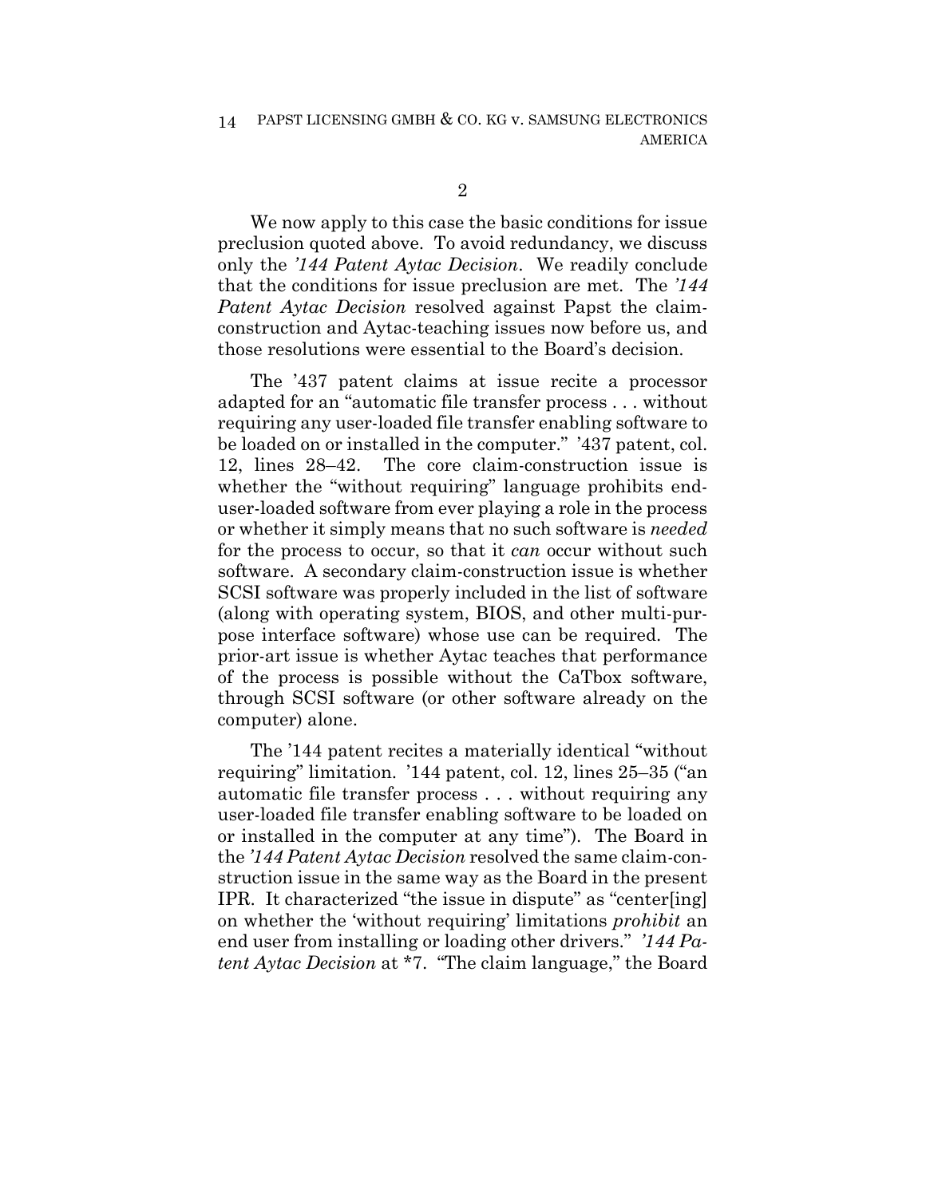2

We now apply to this case the basic conditions for issue preclusion quoted above. To avoid redundancy, we discuss only the *'144 Patent Aytac Decision*. We readily conclude that the conditions for issue preclusion are met. The *'144 Patent Aytac Decision* resolved against Papst the claim-construction and Aytac-teaching issues now before us, and those resolutions were essential to the Board's decision.

The '437 patent claims at issue recite a processor adapted for an "automatic file transfer process . . . without requiring any user-loaded file transfer enabling software to be loaded on or installed in the computer." '437 patent, col. 12, lines 28–42. The core claim-construction issue is whether the "without requiring" language prohibits end-user-loaded software from ever playing a role in the process or whether it simply means that no such software is *needed* for the process to occur, so that it *can* occur without such software. A secondary claim-construction issue is whether SCSI software was properly included in the list of software (along with operating system, BIOS, and other multi-purpose interface software) whose use can be required. The prior-art issue is whether Aytac teaches that performance of the process is possible without the CaTbox software, through SCSI software (or other software already on the computer) alone.

The '144 patent recites a materially identical "without requiring" limitation. '144 patent, col. 12, lines 25–35 ("an automatic file transfer process . . . without requiring any user-loaded file transfer enabling software to be loaded on or installed in the computer at any time"). The Board in the *'144 Patent Aytac Decision* resolved the same claim-construction issue in the same way as the Board in the present IPR. It characterized "the issue in dispute" as "center[ing] on whether the 'without requiring' limitations *prohibit* an end user from installing or loading other drivers." *'144 Patent Aytac Decision* at *7. "The claim language," the Board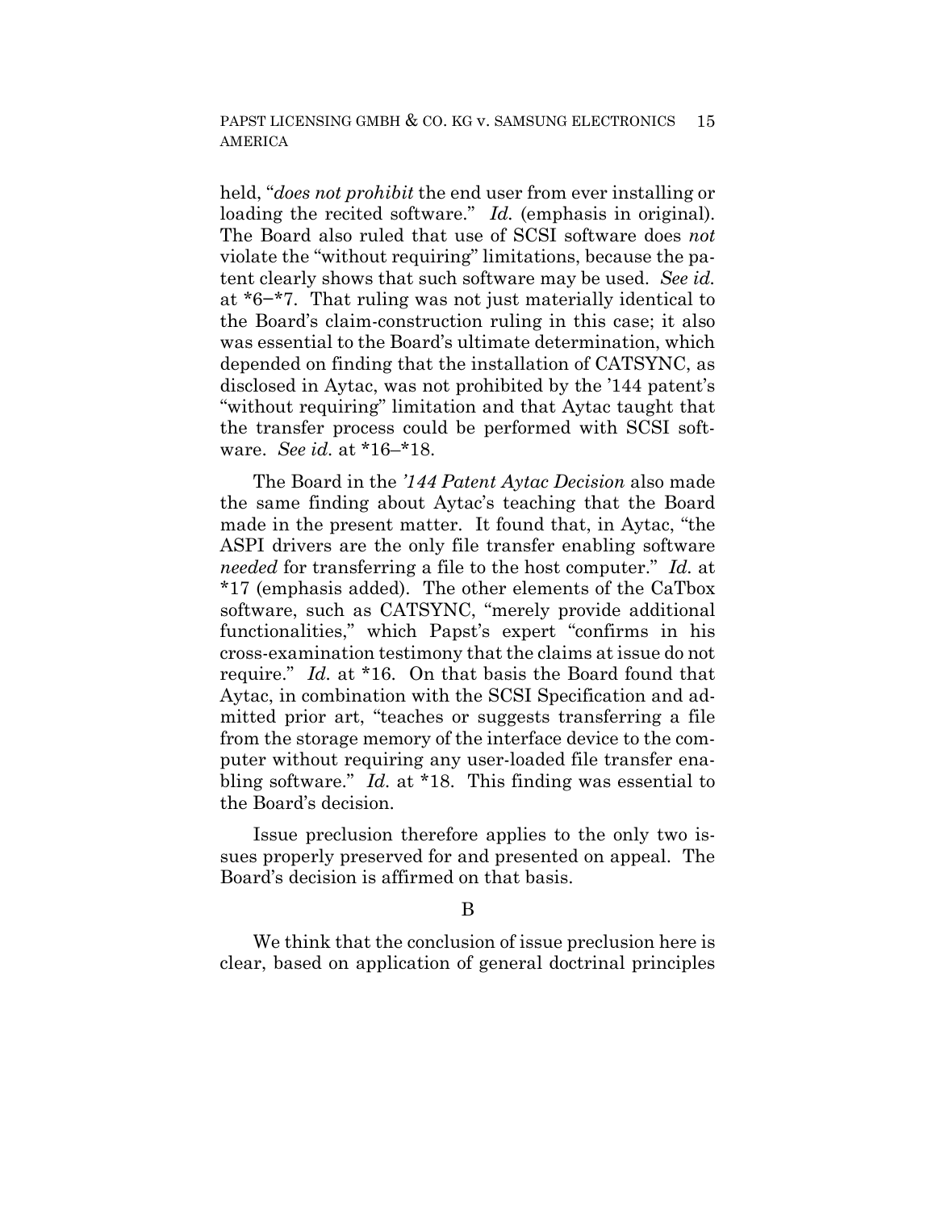held, "*does not prohibit* the end user from ever installing or loading the recited software." *Id.* (emphasis in original). The Board also ruled that use of SCSI software does *not* violate the "without requiring" limitations, because the patent clearly shows that such software may be used. *See id.* at *6−*7. That ruling was not just materially identical to the Board's claim-construction ruling in this case; it also was essential to the Board's ultimate determination, which depended on finding that the installation of CATSYNC, as disclosed in Aytac, was not prohibited by the '144 patent's "without requiring" limitation and that Aytac taught that the transfer process could be performed with SCSI software. *See id.* at *16–*18.

The Board in the *'144 Patent Aytac Decision* also made the same finding about Aytac's teaching that the Board made in the present matter. It found that, in Aytac, "the ASPI drivers are the only file transfer enabling software *needed* for transferring a file to the host computer." *Id.* at *17 (emphasis added). The other elements of the CaTbox software, such as CATSYNC, "merely provide additional functionalities," which Papst's expert "confirms in his cross-examination testimony that the claims at issue do not require." *Id.* at *16. On that basis the Board found that Aytac, in combination with the SCSI Specification and admitted prior art, "teaches or suggests transferring a file from the storage memory of the interface device to the computer without requiring any user-loaded file transfer enabling software." *Id.* at *18. This finding was essential to the Board's decision.

Issue preclusion therefore applies to the only two issues properly preserved for and presented on appeal. The Board's decision is affirmed on that basis.

B

We think that the conclusion of issue preclusion here is clear, based on application of general doctrinal principles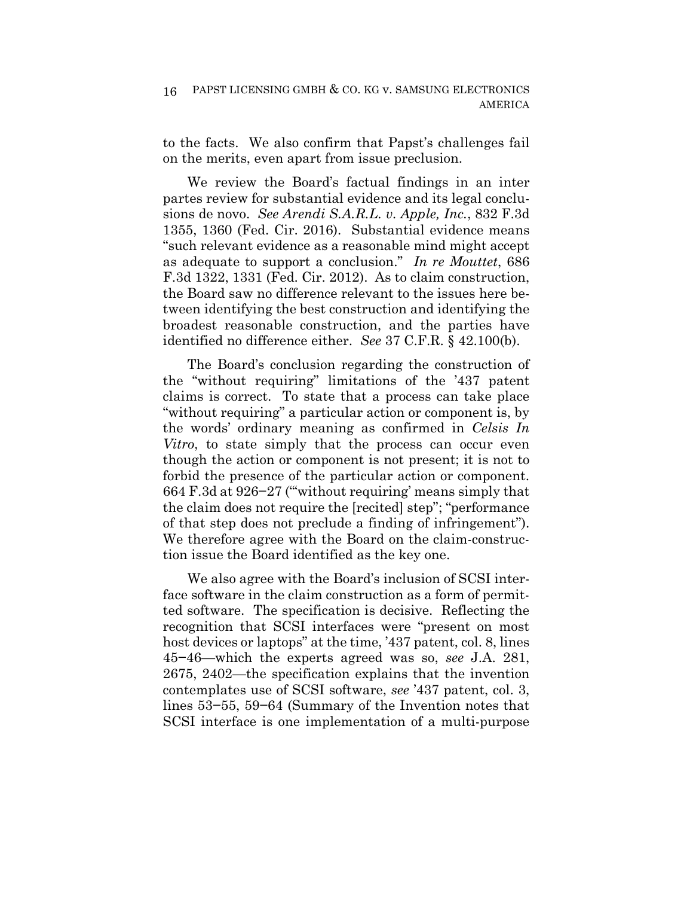to the facts. We also confirm that Papst's challenges fail on the merits, even apart from issue preclusion.

We review the Board's factual findings in an inter partes review for substantial evidence and its legal conclusions de novo. *See Arendi S.A.R.L. v. Apple, Inc.*, 832 F.3d 1355, 1360 (Fed. Cir. 2016). Substantial evidence means "such relevant evidence as a reasonable mind might accept as adequate to support a conclusion." *In re Mouttet*, 686 F.3d 1322, 1331 (Fed. Cir. 2012). As to claim construction, the Board saw no difference relevant to the issues here between identifying the best construction and identifying the broadest reasonable construction, and the parties have identified no difference either. *See* 37 C.F.R. § 42.100(b).

The Board's conclusion regarding the construction of the "without requiring" limitations of the '437 patent claims is correct. To state that a process can take place "without requiring" a particular action or component is, by the words' ordinary meaning as confirmed in *Celsis In Vitro*, to state simply that the process can occur even though the action or component is not present; it is not to forbid the presence of the particular action or component. 664 F.3d at 926–27 ("'without requiring' means simply that the claim does not require the [recited] step"; "performance of that step does not preclude a finding of infringement"). We therefore agree with the Board on the claim-construction issue the Board identified as the key one.

We also agree with the Board's inclusion of SCSI interface software in the claim construction as a form of permitted software. The specification is decisive. Reflecting the recognition that SCSI interfaces were "present on most host devices or laptops" at the time, '437 patent, col. 8, lines 45–46—which the experts agreed was so, *see* J.A. 281, 2675, 2402—the specification explains that the invention contemplates use of SCSI software, *see* '437 patent, col. 3, lines 53–55, 59–64 (Summary of the Invention notes that SCSI interface is one implementation of a multi-purpose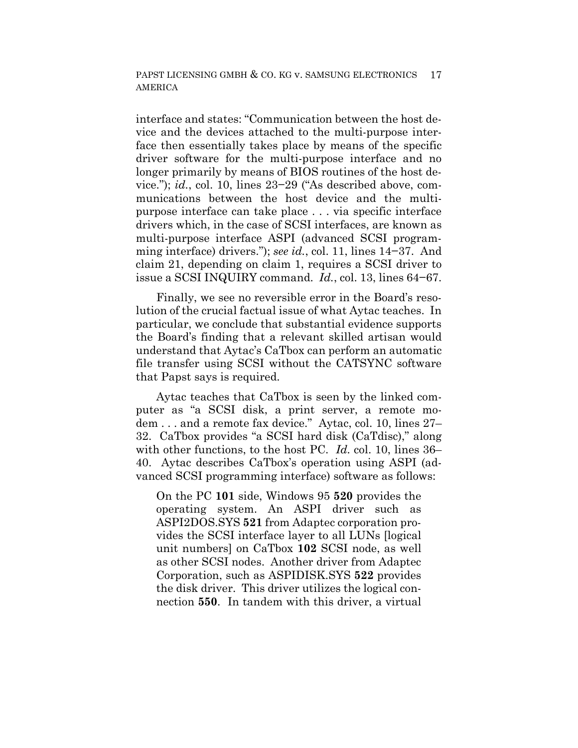interface and states: "Communication between the host device and the devices attached to the multi-purpose interface then essentially takes place by means of the specific driver software for the multi-purpose interface and no longer primarily by means of BIOS routines of the host device."); *id.*, col. 10, lines 23−29 ("As described above, communications between the host device and the multi-purpose interface can take place . . . via specific interface drivers which, in the case of SCSI interfaces, are known as multi-purpose interface ASPI (advanced SCSI programming interface) drivers."); *see id.*, col. 11, lines 14−37. And claim 21, depending on claim 1, requires a SCSI driver to issue a SCSI INQUIRY command. *Id.*, col. 13, lines 64−67.

Finally, we see no reversible error in the Board's resolution of the crucial factual issue of what Aytac teaches. In particular, we conclude that substantial evidence supports the Board's finding that a relevant skilled artisan would understand that Aytac's CaTbox can perform an automatic file transfer using SCSI without the CATSYNC software that Papst says is required.

Aytac teaches that CaTbox is seen by the linked computer as "a SCSI disk, a print server, a remote modem . . . and a remote fax device." Aytac, col. 10, lines 27–32. CaTbox provides "a SCSI hard disk (CaTdisc)," along with other functions, to the host PC. *Id.* col. 10, lines 36–40. Aytac describes CaTbox's operation using ASPI (advanced SCSI programming interface) software as follows:

> On the PC **101** side, Windows 95 **520** provides the operating system. An ASPI driver such as ASPI2DOS.SYS **521** from Adaptec corporation provides the SCSI interface layer to all LUNs [logical unit numbers] on CaTbox **102** SCSI node, as well as other SCSI nodes. Another driver from Adaptec Corporation, such as ASPIDISK.SYS **522** provides the disk driver. This driver utilizes the logical connection **550**. In tandem with this driver, a virtual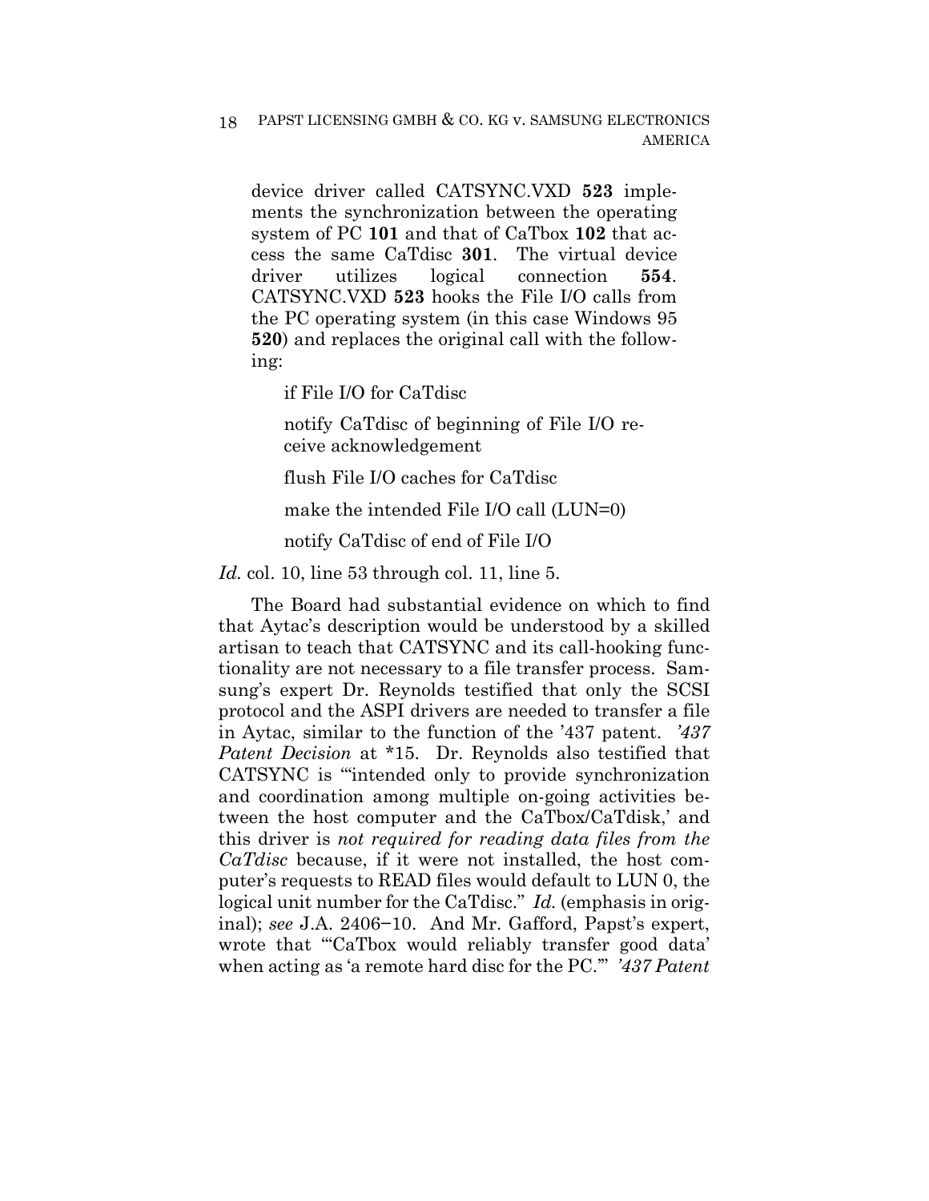device driver called CATSYNC.VXD **523** implements the synchronization between the operating system of PC **101** and that of CaTbox **102** that access the same CaTdisc **301**. The virtual device driver utilizes logical connection **554**. CATSYNC.VXD **523** hooks the File I/O calls from the PC operating system (in this case Windows 95 **520**) and replaces the original call with the following:

> if File I/O for CaTdisc
>
> notify CaTdisc of beginning of File I/O receive acknowledgement
>
> flush File I/O caches for CaTdisc
>
> make the intended File I/O call (LUN=0)
>
> notify CaTdisc of end of File I/O

*Id.* col. 10, line 53 through col. 11, line 5.

The Board had substantial evidence on which to find that Aytac's description would be understood by a skilled artisan to teach that CATSYNC and its call-hooking functionality are not necessary to a file transfer process. Samsung's expert Dr. Reynolds testified that only the SCSI protocol and the ASPI drivers are needed to transfer a file in Aytac, similar to the function of the '437 patent. *'437 Patent Decision* at *15. Dr. Reynolds also testified that CATSYNC is "'intended only to provide synchronization and coordination among multiple on-going activities between the host computer and the CaTbox/CaTdisk,' and this driver is *not required for reading data files from the CaTdisc* because, if it were not installed, the host computer's requests to READ files would default to LUN 0, the logical unit number for the CaTdisc." *Id.* (emphasis in original); *see* J.A. 2406–10. And Mr. Gafford, Papst's expert, wrote that "'CaTbox would reliably transfer good data' when acting as 'a remote hard disc for the PC.'" *'437 Patent*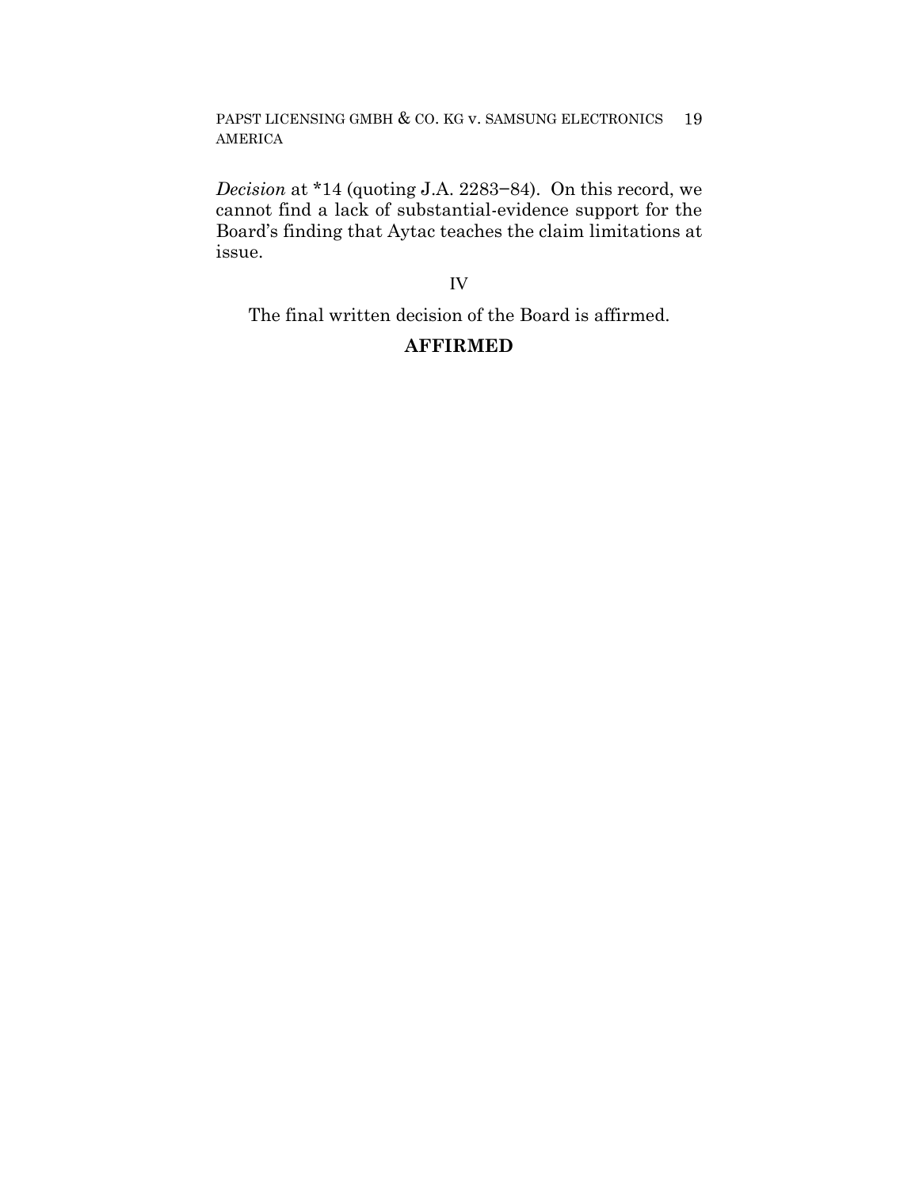*Decision* at *14 (quoting J.A. 2283–84). On this record, we cannot find a lack of substantial-evidence support for the Board's finding that Aytac teaches the claim limitations at issue.

## IV

The final written decision of the Board is affirmed.

**AFFIRMED**